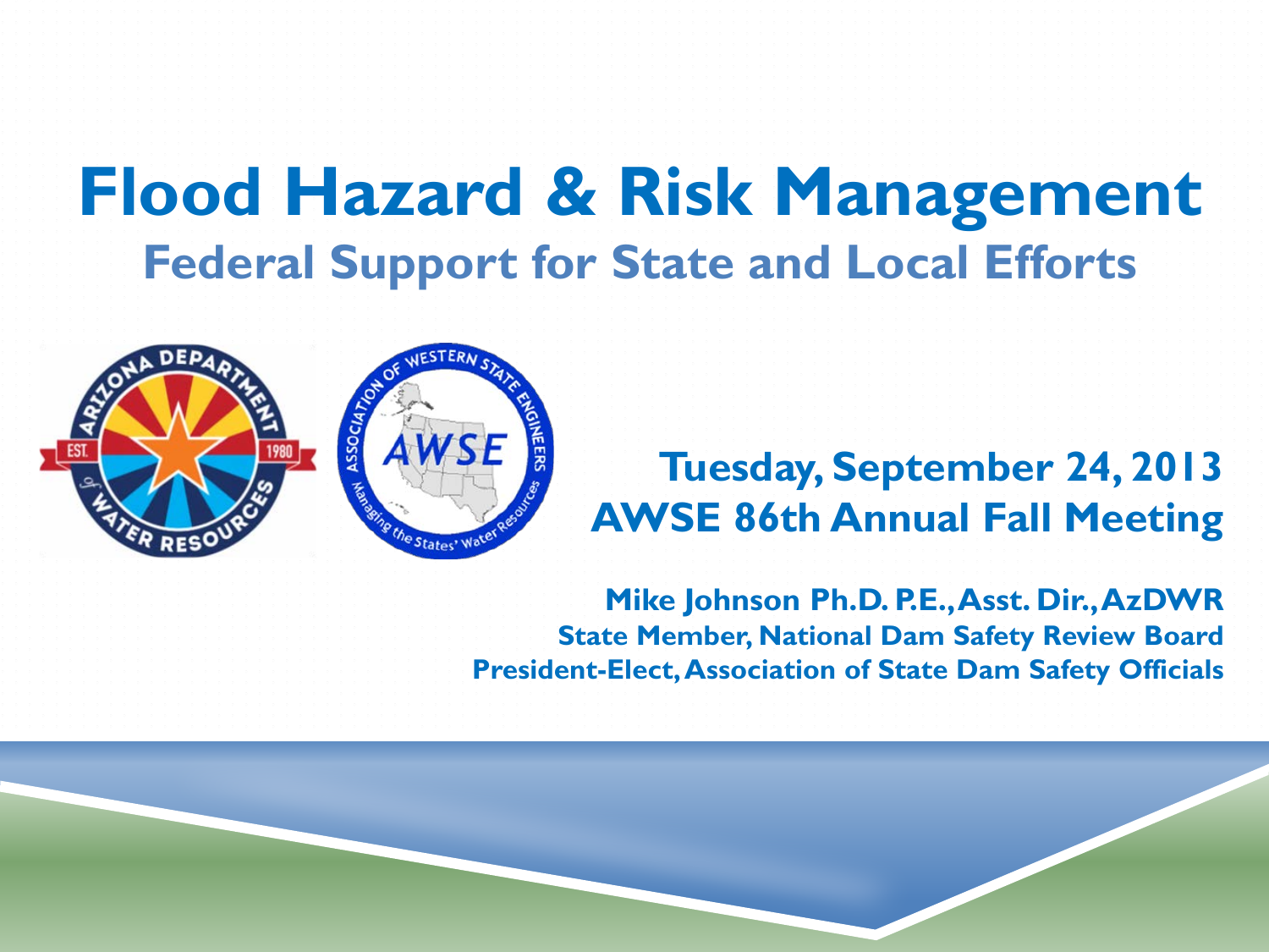# Flood Hazard & Risk Management

## Federal Support for State and Local Efforts

**Tuesday, September 24, 2013**
**AWSE 86th Annual Fall Meeting**

**Mike Johnson Ph.D. P.E., Asst. Dir., AzDWR**
**State Member, National Dam Safety Review Board**
**President-Elect, Association of State Dam Safety Officials**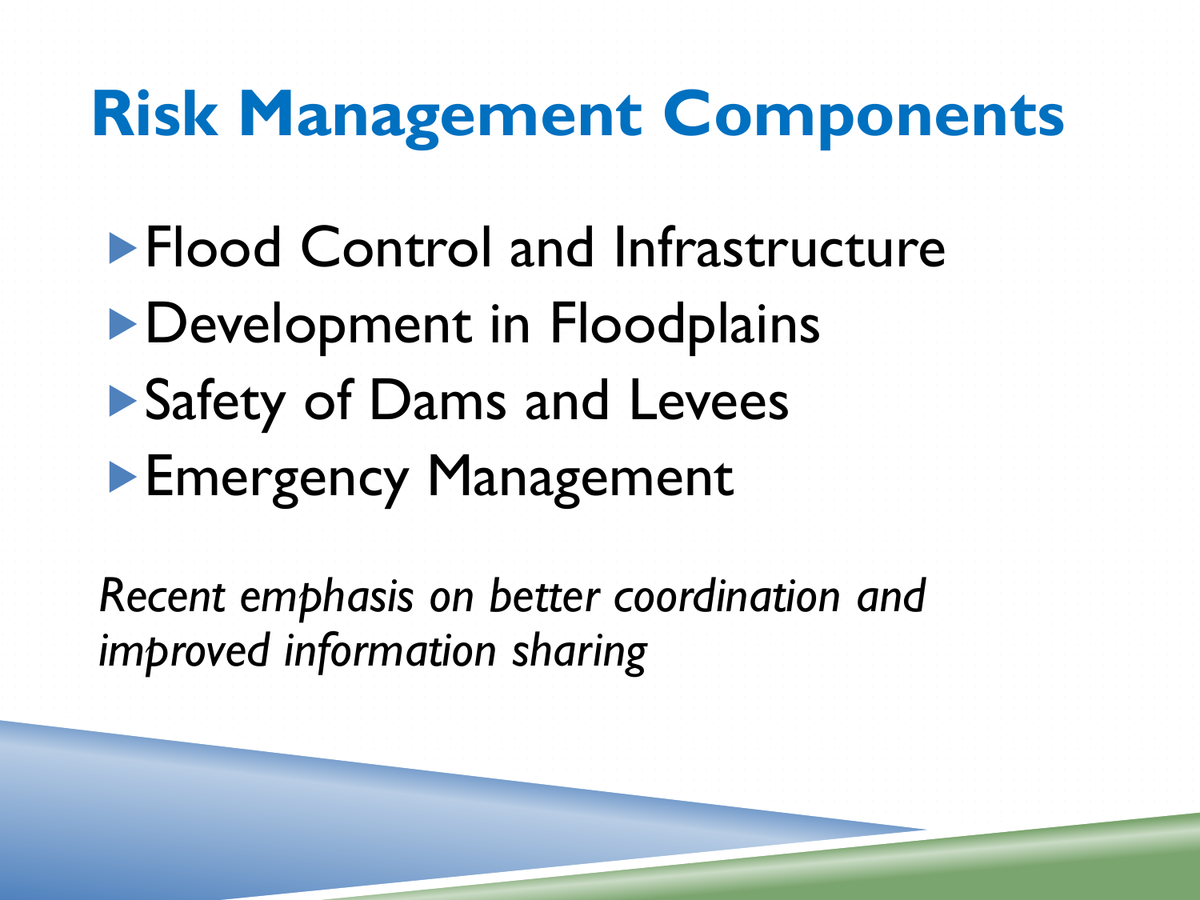# Risk Management Components

- Flood Control and Infrastructure
- Development in Floodplains
- Safety of Dams and Levees
- Emergency Management

*Recent emphasis on better coordination and improved information sharing*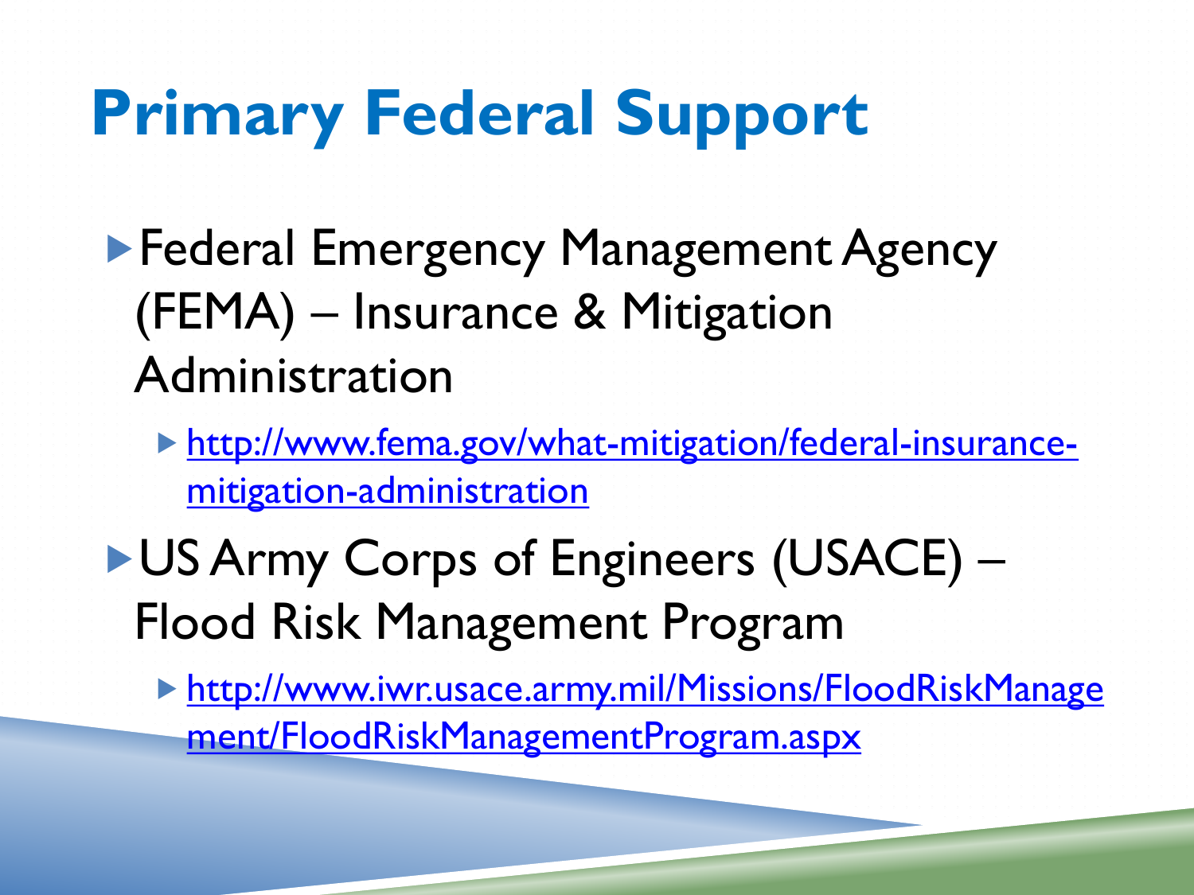# Primary Federal Support

- Federal Emergency Management Agency (FEMA) – Insurance & Mitigation Administration
  - [http://www.fema.gov/what-mitigation/federal-insurance-mitigation-administration](http://www.fema.gov/what-mitigation/federal-insurance-mitigation-administration)
- US Army Corps of Engineers (USACE) – Flood Risk Management Program
  - [http://www.iwr.usace.army.mil/Missions/FloodRiskManagement/FloodRiskManagementProgram.aspx](http://www.iwr.usace.army.mil/Missions/FloodRiskManagement/FloodRiskManagementProgram.aspx)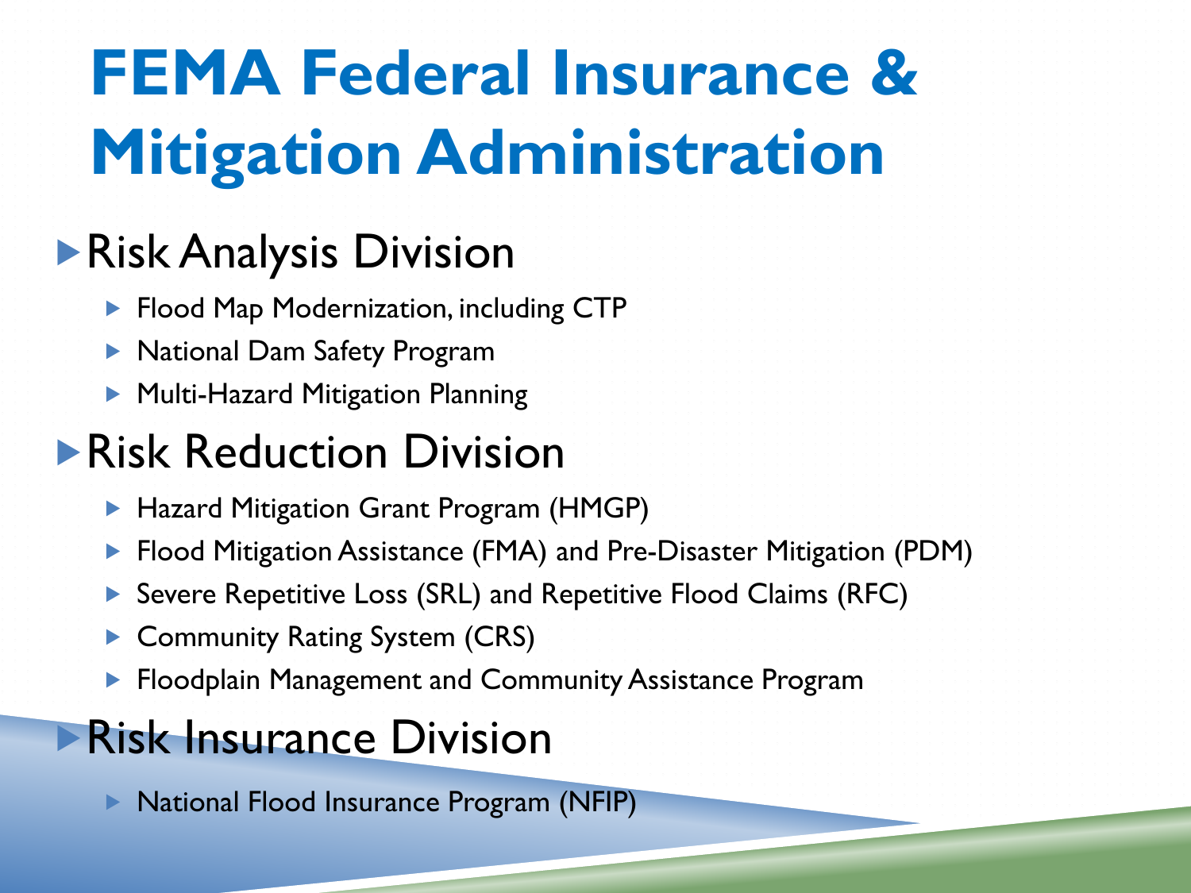# FEMA Federal Insurance & Mitigation Administration

- Risk Analysis Division
  - Flood Map Modernization, including CTP
  - National Dam Safety Program
  - Multi-Hazard Mitigation Planning
- Risk Reduction Division
  - Hazard Mitigation Grant Program (HMGP)
  - Flood Mitigation Assistance (FMA) and Pre-Disaster Mitigation (PDM)
  - Severe Repetitive Loss (SRL) and Repetitive Flood Claims (RFC)
  - Community Rating System (CRS)
  - Floodplain Management and Community Assistance Program
- Risk Insurance Division
  - National Flood Insurance Program (NFIP)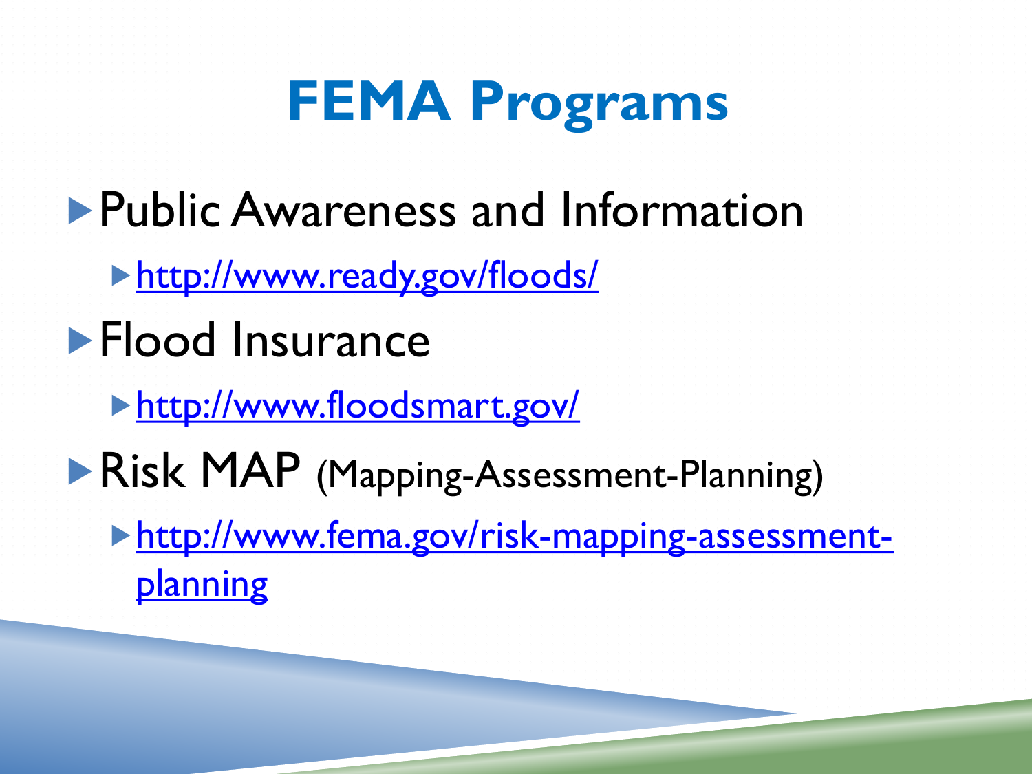# FEMA Programs

- Public Awareness and Information
  - http://www.ready.gov/floods/
- Flood Insurance
  - http://www.floodsmart.gov/
- Risk MAP (Mapping-Assessment-Planning)
  - http://www.fema.gov/risk-mapping-assessment-planning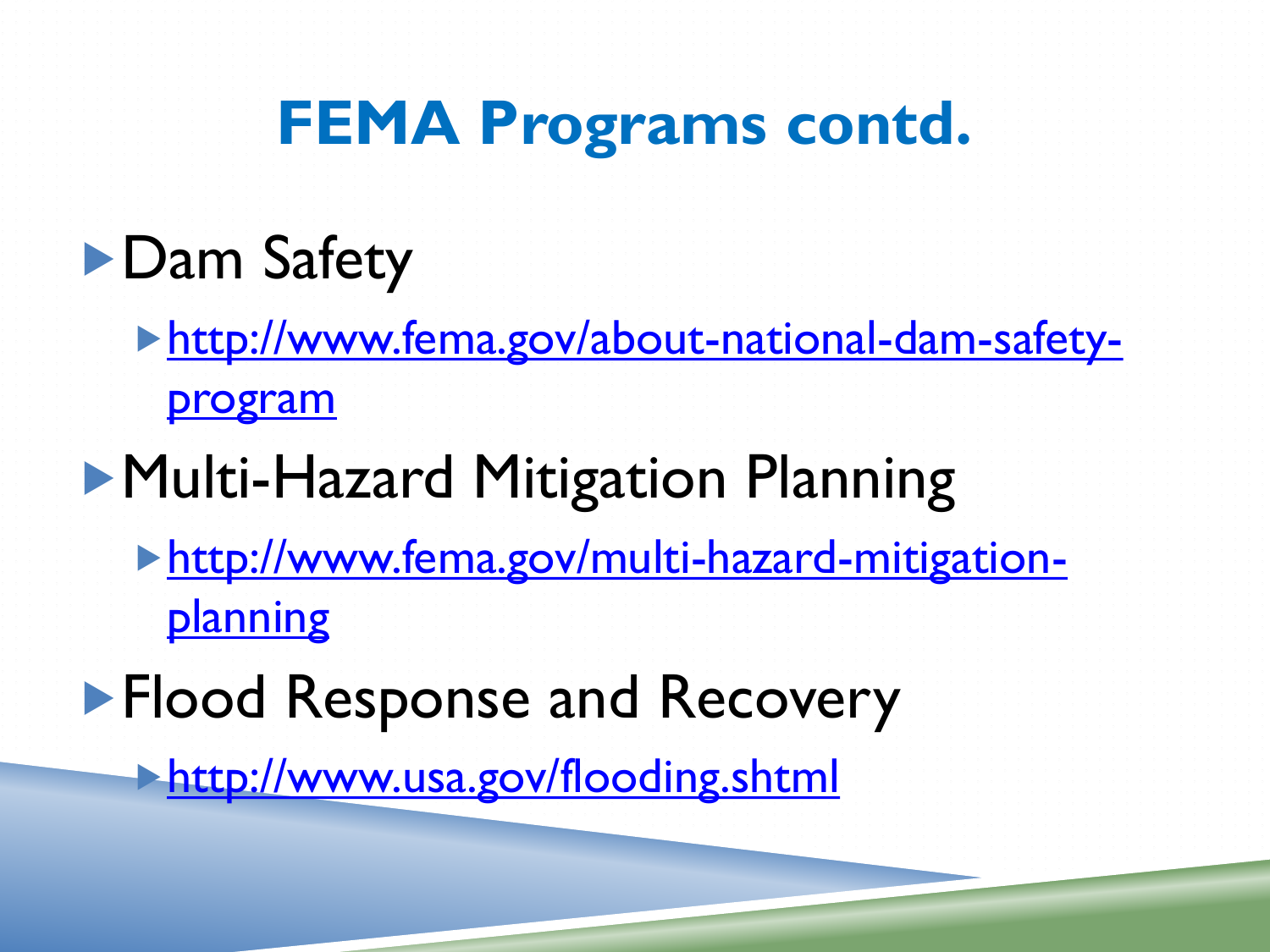# FEMA Programs contd.

- Dam Safety
  - http://www.fema.gov/about-national-dam-safety-program
- Multi-Hazard Mitigation Planning
  - http://www.fema.gov/multi-hazard-mitigation-planning
- Flood Response and Recovery
  - http://www.usa.gov/flooding.shtml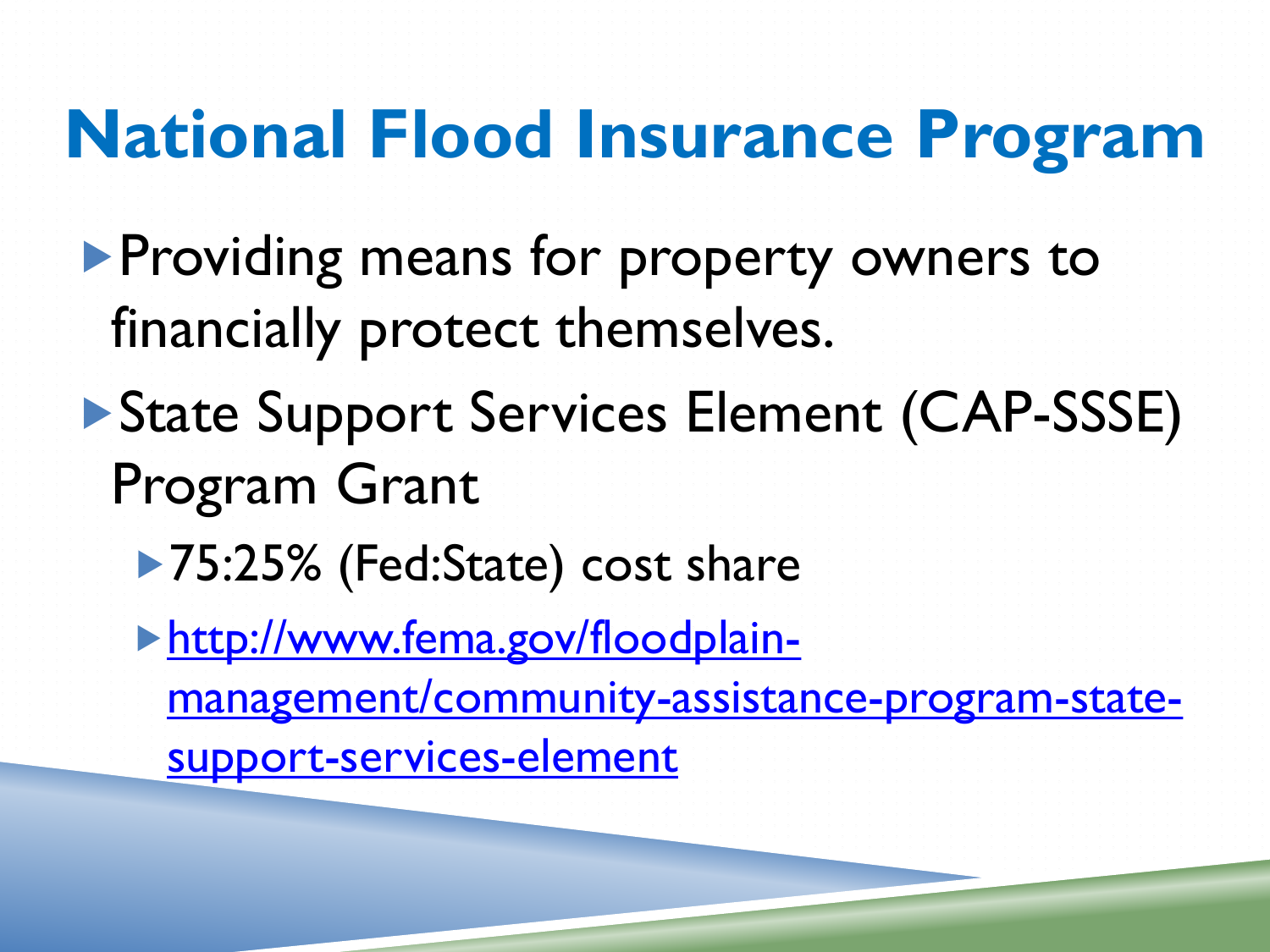# National Flood Insurance Program

- Providing means for property owners to financially protect themselves.
- State Support Services Element (CAP-SSSE) Program Grant
  - 75:25% (Fed:State) cost share
  - [http://www.fema.gov/floodplain-management/community-assistance-program-state-support-services-element](http://www.fema.gov/floodplain-management/community-assistance-program-state-support-services-element)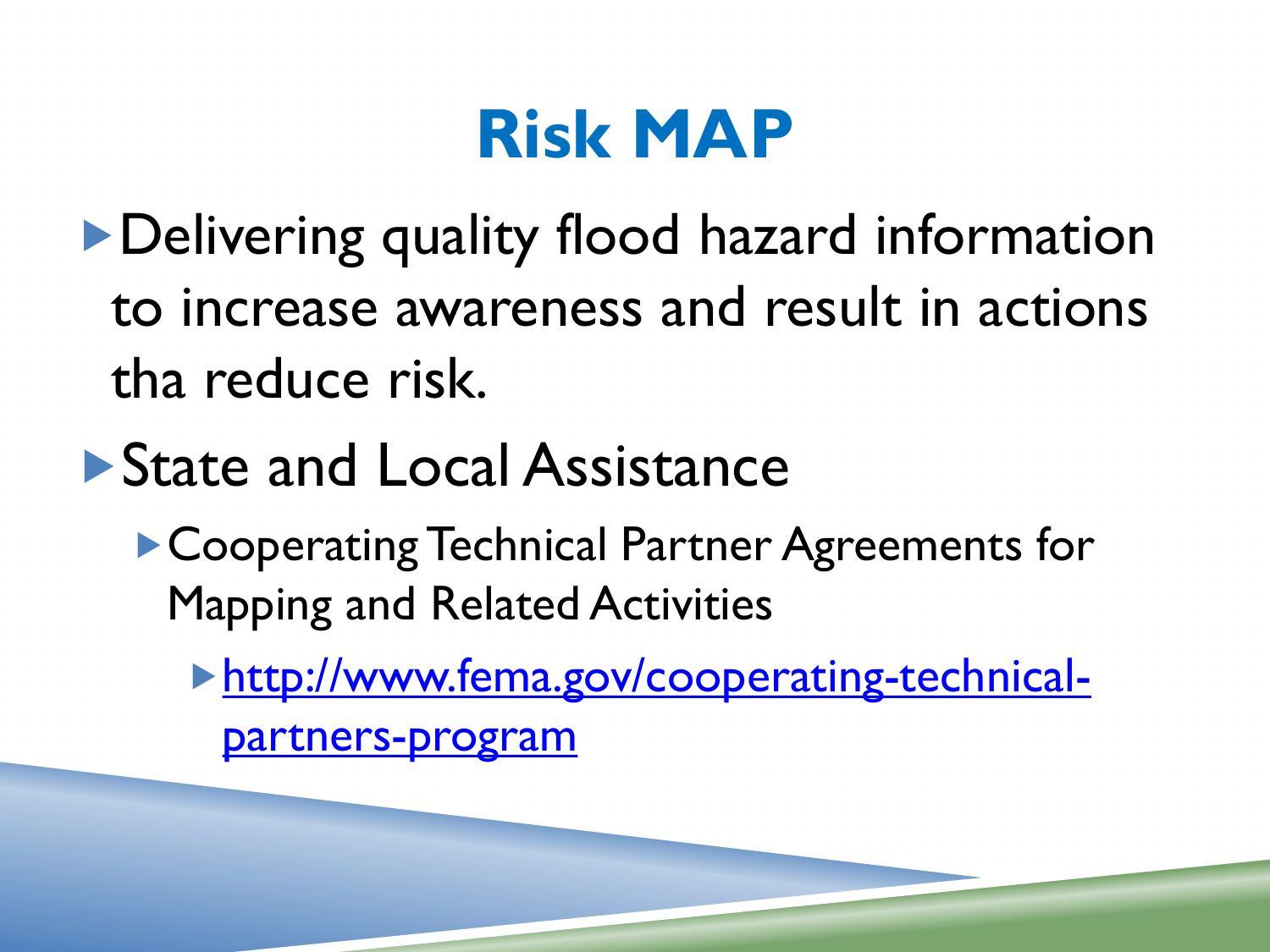# Risk MAP

- Delivering quality flood hazard information to increase awareness and result in actions tha reduce risk.
- State and Local Assistance
  - Cooperating Technical Partner Agreements for Mapping and Related Activities
    - [http://www.fema.gov/cooperating-technical-partners-program](http://www.fema.gov/cooperating-technical-partners-program)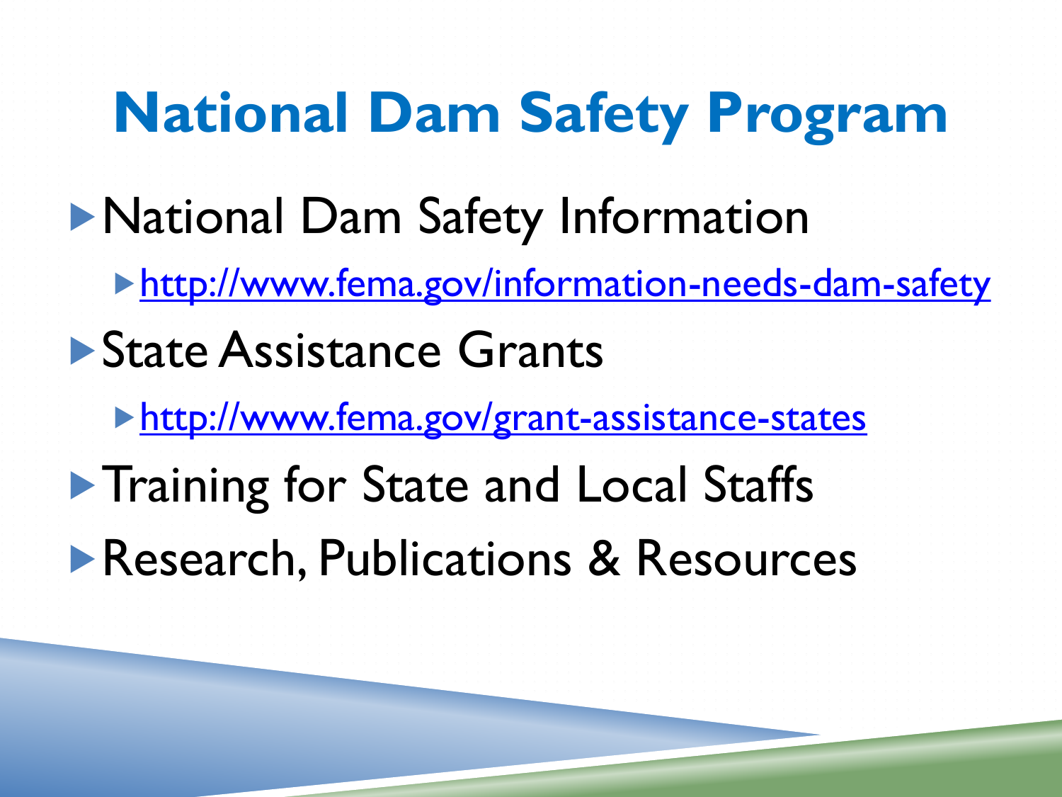# National Dam Safety Program

- National Dam Safety Information
  - [http://www.fema.gov/information-needs-dam-safety](http://www.fema.gov/information-needs-dam-safety)
- State Assistance Grants
  - [http://www.fema.gov/grant-assistance-states](http://www.fema.gov/grant-assistance-states)
- Training for State and Local Staffs
- Research, Publications & Resources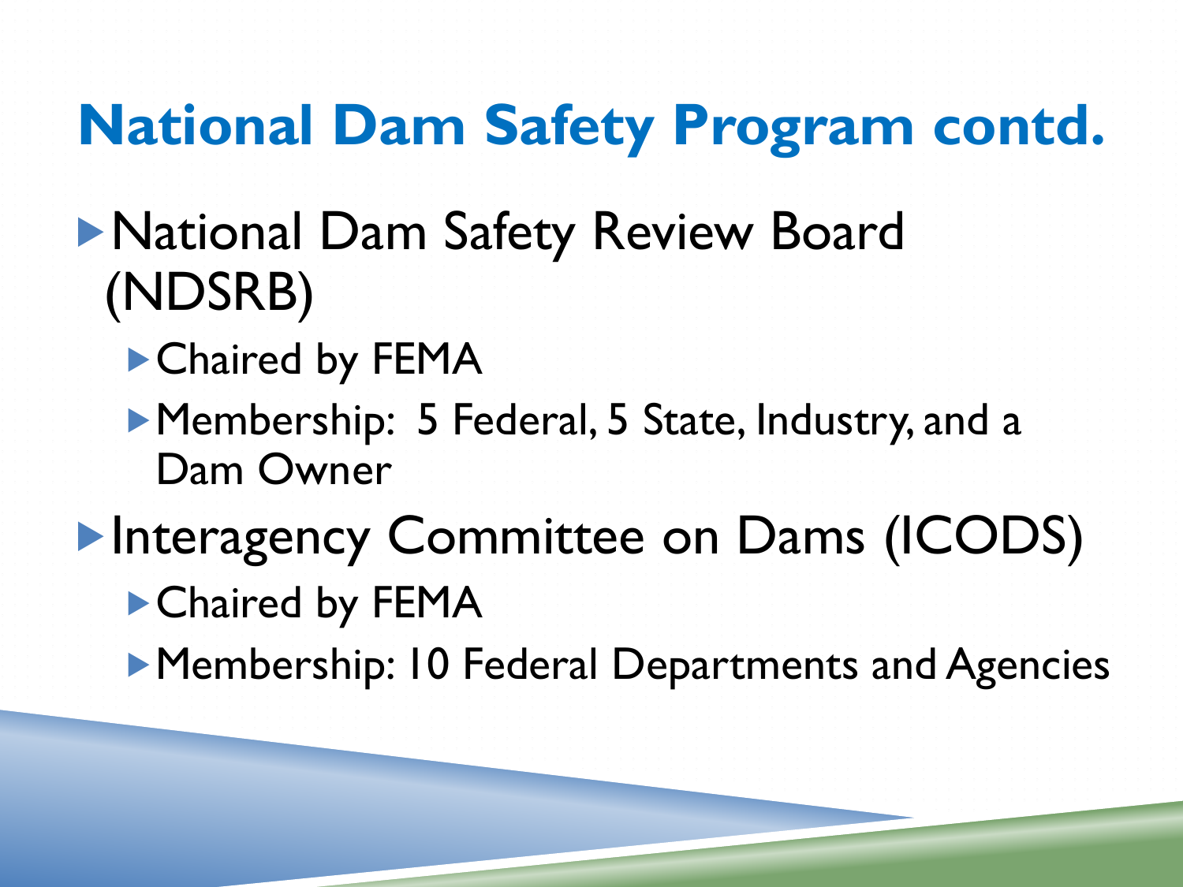# National Dam Safety Program contd.

- National Dam Safety Review Board (NDSRB)
  - Chaired by FEMA
  - Membership: 5 Federal, 5 State, Industry, and a Dam Owner
- Interagency Committee on Dams (ICODS)
  - Chaired by FEMA
  - Membership: 10 Federal Departments and Agencies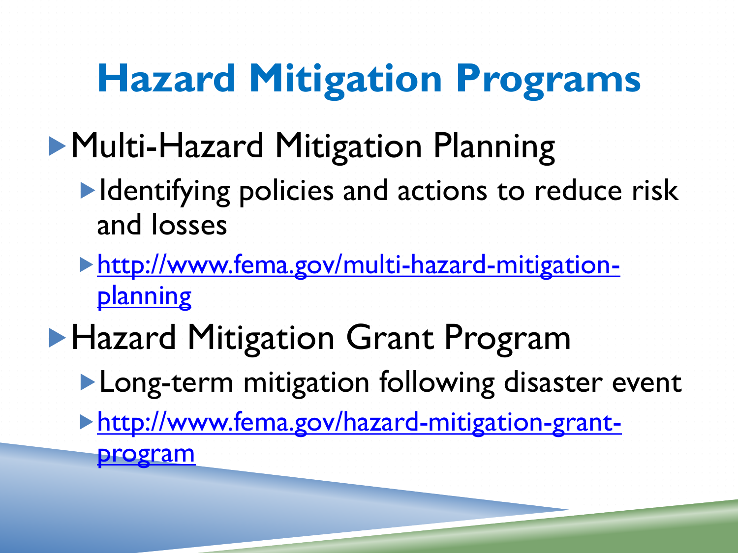# Hazard Mitigation Programs

- Multi-Hazard Mitigation Planning
  - Identifying policies and actions to reduce risk and losses
  - [http://www.fema.gov/multi-hazard-mitigation-planning](http://www.fema.gov/multi-hazard-mitigation-planning)
- Hazard Mitigation Grant Program
  - Long-term mitigation following disaster event
  - [http://www.fema.gov/hazard-mitigation-grant-program](http://www.fema.gov/hazard-mitigation-grant-program)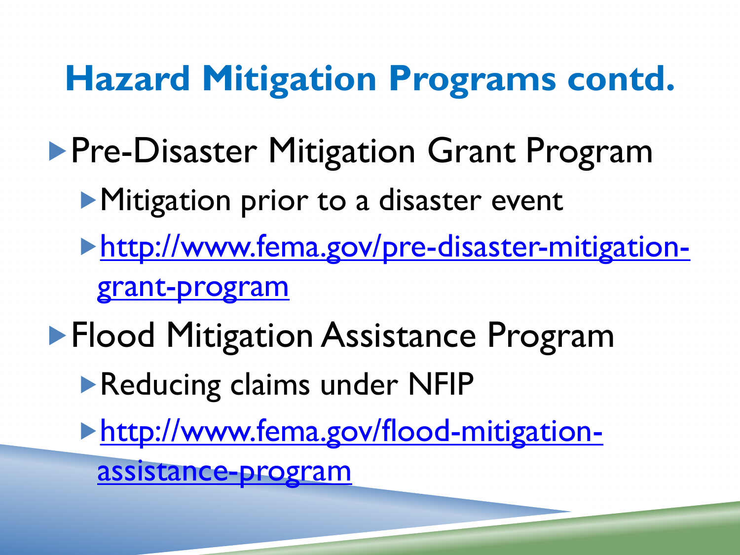# Hazard Mitigation Programs contd.

- Pre-Disaster Mitigation Grant Program
  - Mitigation prior to a disaster event
  - [http://www.fema.gov/pre-disaster-mitigation-grant-program](http://www.fema.gov/pre-disaster-mitigation-grant-program)
- Flood Mitigation Assistance Program
  - Reducing claims under NFIP
  - [http://www.fema.gov/flood-mitigation-assistance-program](http://www.fema.gov/flood-mitigation-assistance-program)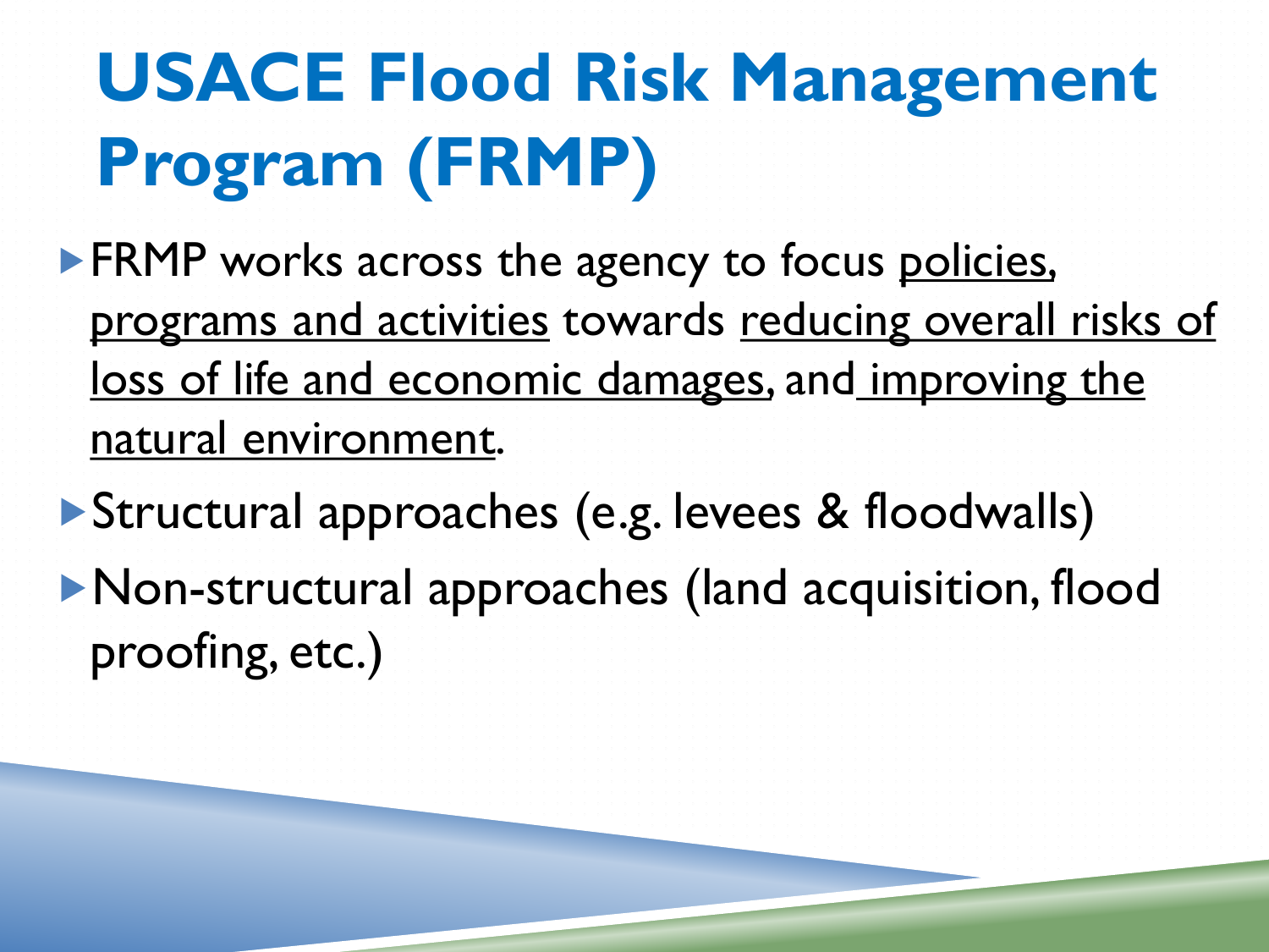# USACE Flood Risk Management Program (FRMP)

- FRMP works across the agency to focus <u>policies, programs and activities</u> towards <u>reducing overall risks of loss of life and economic damages</u>, and <u>improving the natural environment</u>.
- Structural approaches (e.g. levees & floodwalls)
- Non-structural approaches (land acquisition, flood proofing, etc.)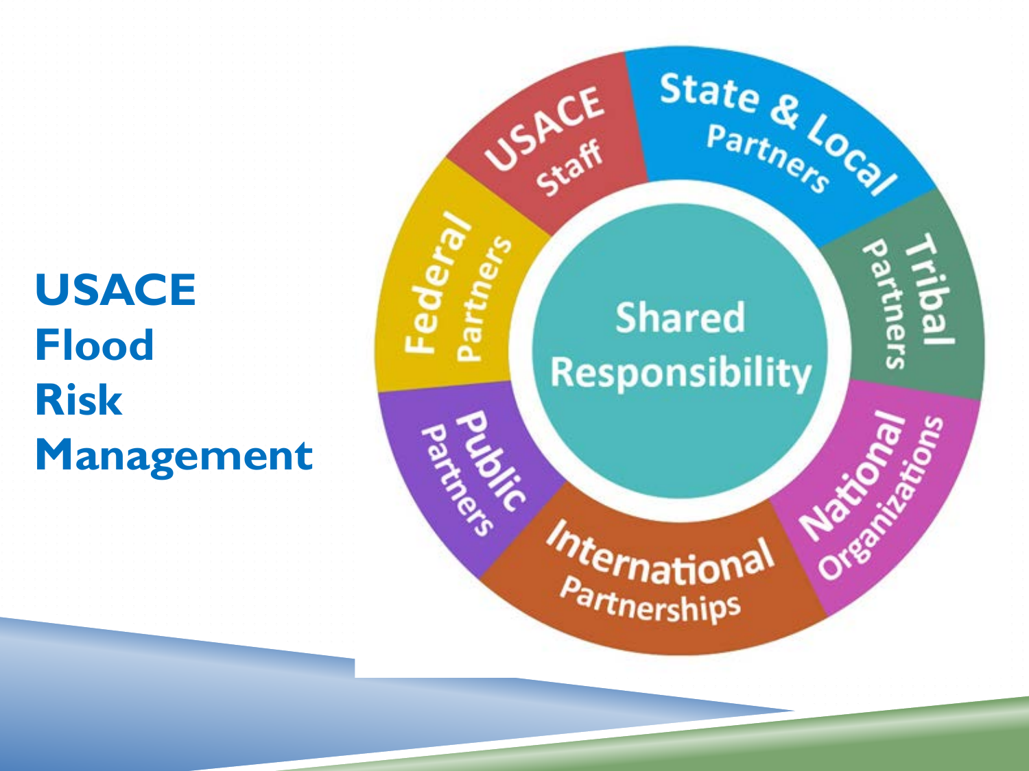# USACE Flood Risk Management

Shared Responsibility

- USACE Staff
- State & Local Partners
- Tribal Partners
- National Organizations
- International Partnerships
- Public Partners
- Federal Partners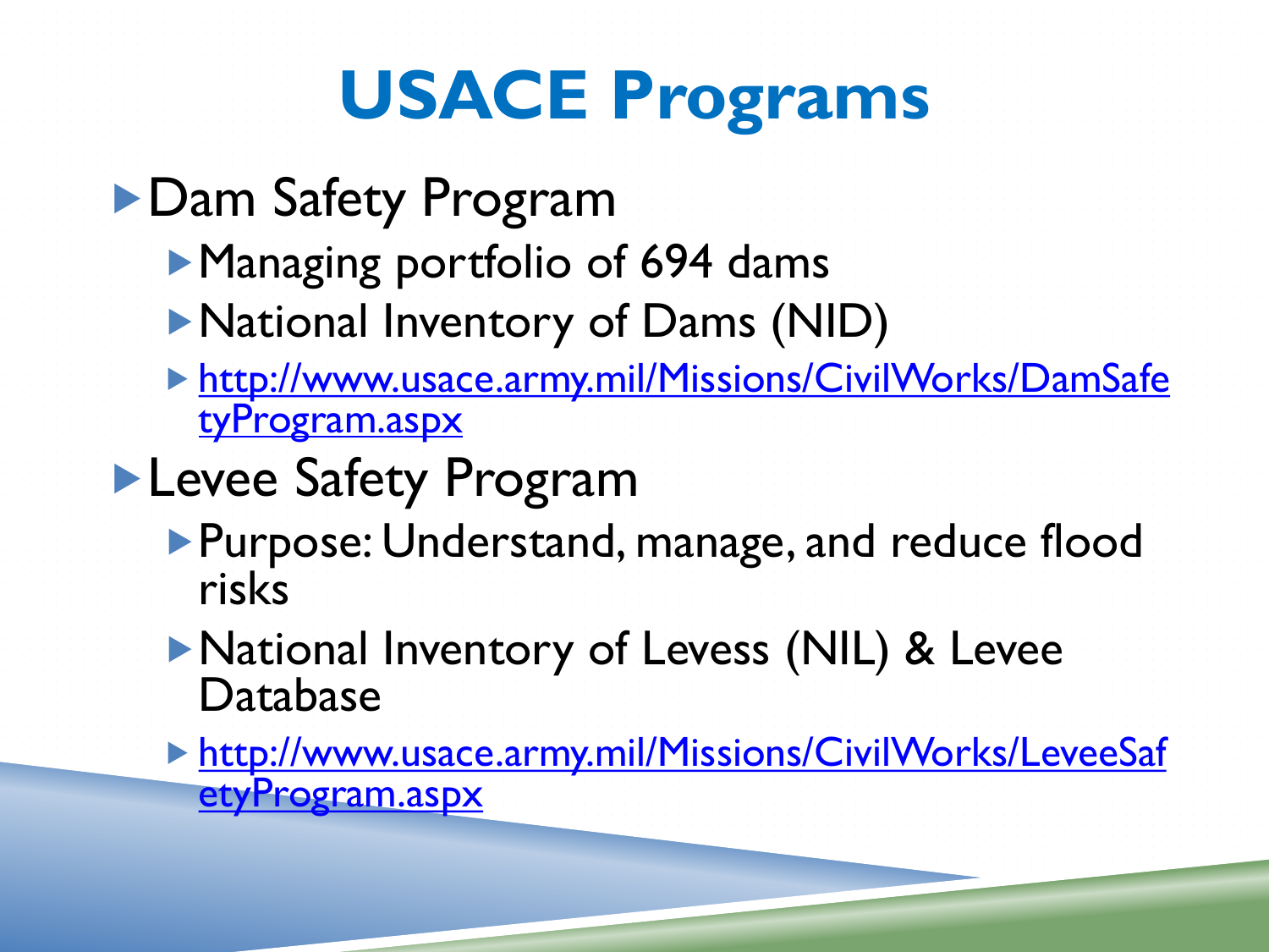# USACE Programs

- Dam Safety Program
  - Managing portfolio of 694 dams
  - National Inventory of Dams (NID)
  - [http://www.usace.army.mil/Missions/CivilWorks/DamSafetyProgram.aspx](http://www.usace.army.mil/Missions/CivilWorks/DamSafetyProgram.aspx)
- Levee Safety Program
  - Purpose: Understand, manage, and reduce flood risks
  - National Inventory of Levess (NIL) & Levee Database
  - [http://www.usace.army.mil/Missions/CivilWorks/LeveeSafetyProgram.aspx](http://www.usace.army.mil/Missions/CivilWorks/LeveeSafetyProgram.aspx)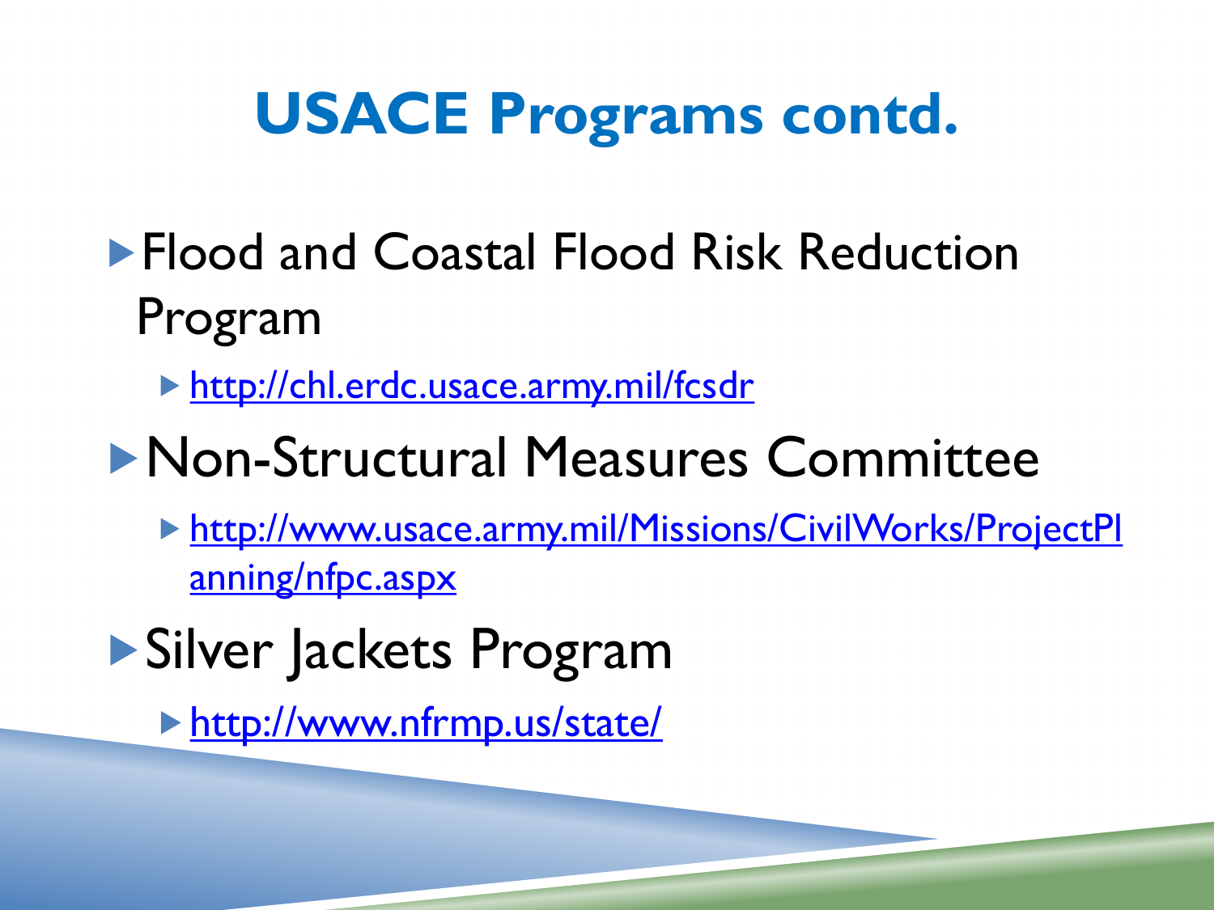# USACE Programs contd.

- Flood and Coastal Flood Risk Reduction Program
  - http://chl.erdc.usace.army.mil/fcsdr
- Non-Structural Measures Committee
  - http://www.usace.army.mil/Missions/CivilWorks/ProjectPlanning/nfpc.aspx
- Silver Jackets Program
  - http://www.nfrmp.us/state/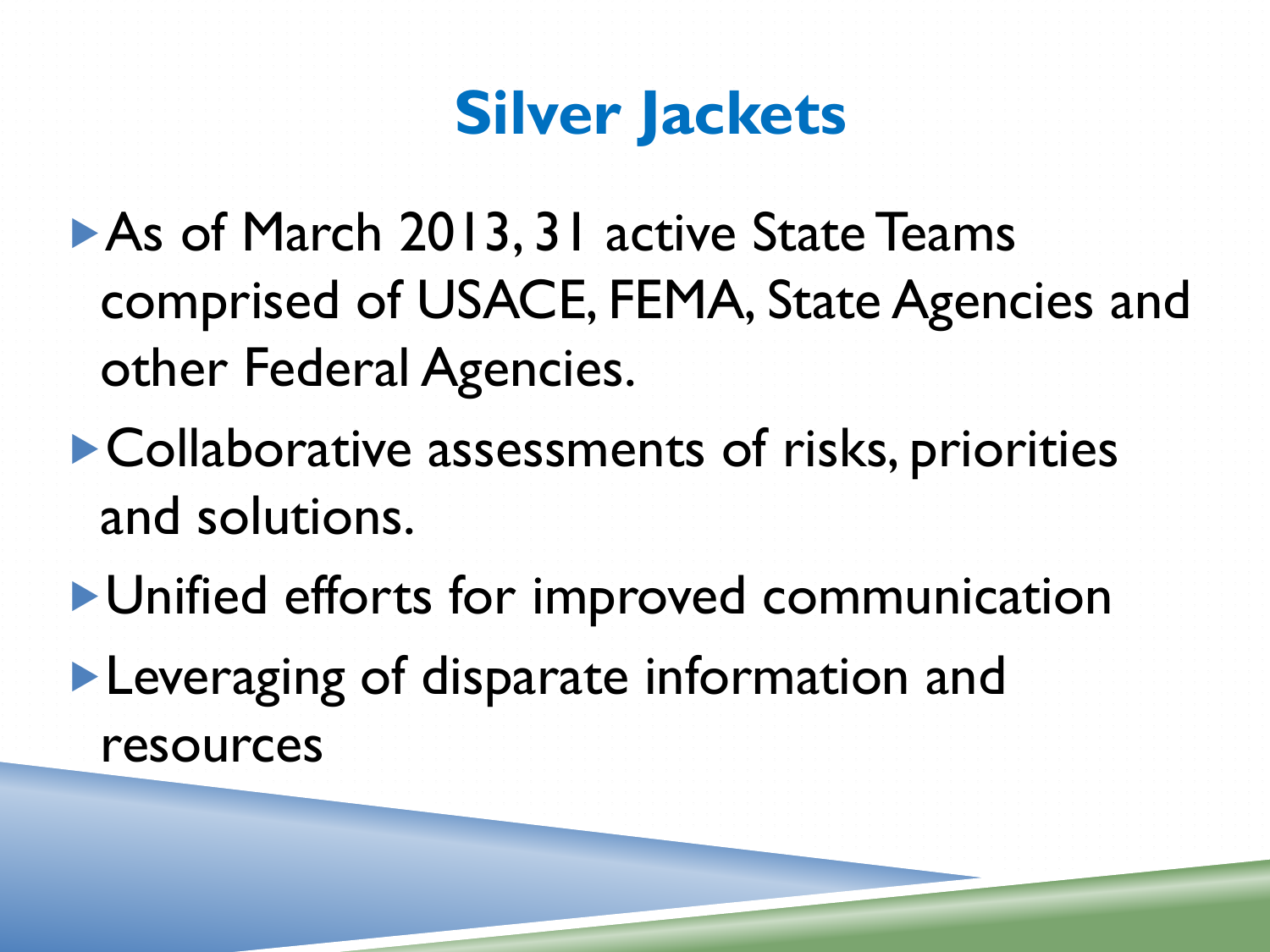# Silver Jackets

- As of March 2013, 31 active State Teams comprised of USACE, FEMA, State Agencies and other Federal Agencies.
- Collaborative assessments of risks, priorities and solutions.
- Unified efforts for improved communication
- Leveraging of disparate information and resources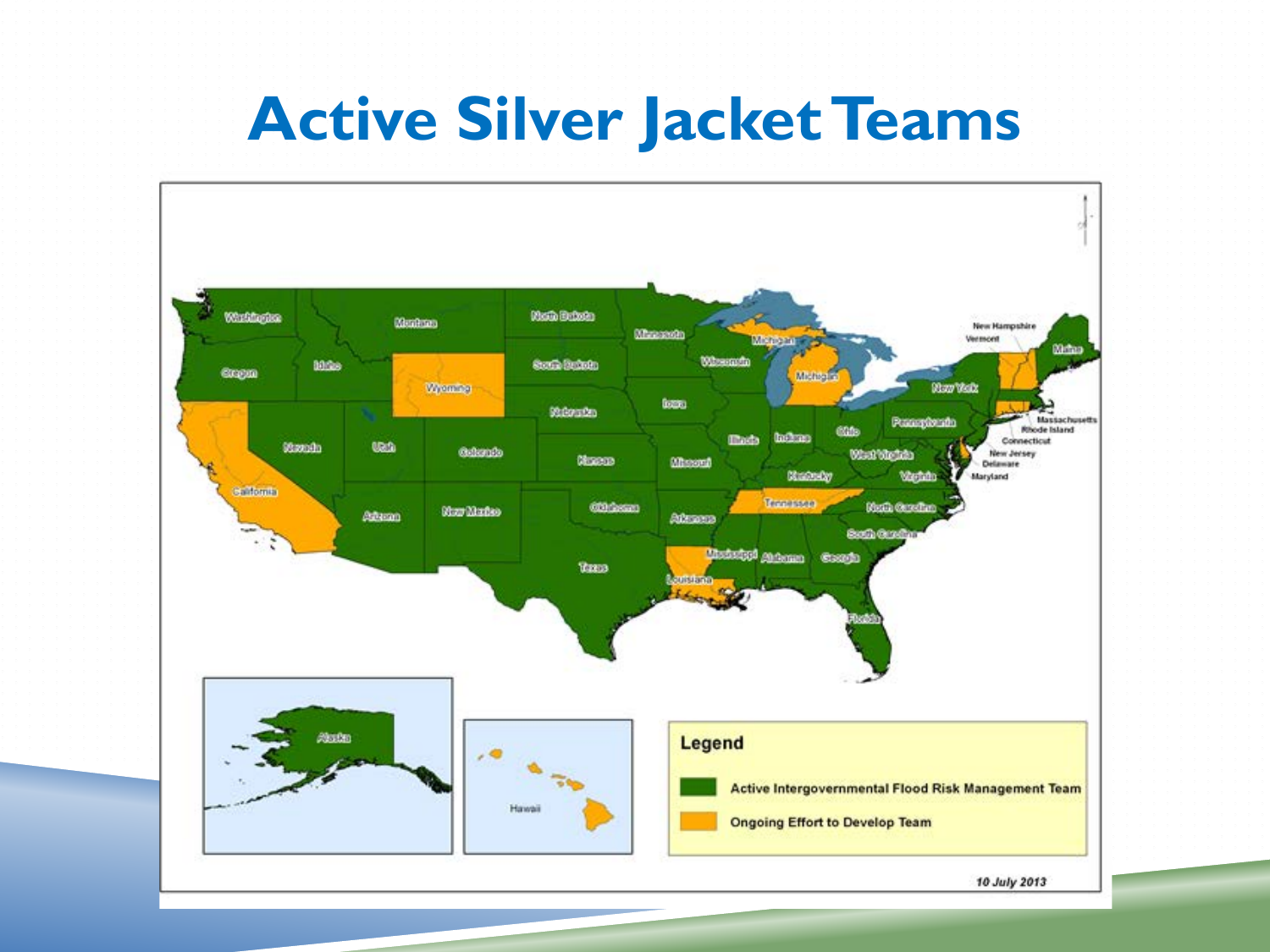# Active Silver Jacket Teams

Legend

Active Intergovernmental Flood Risk Management Team

Ongoing Effort to Develop Team

*10 July 2013*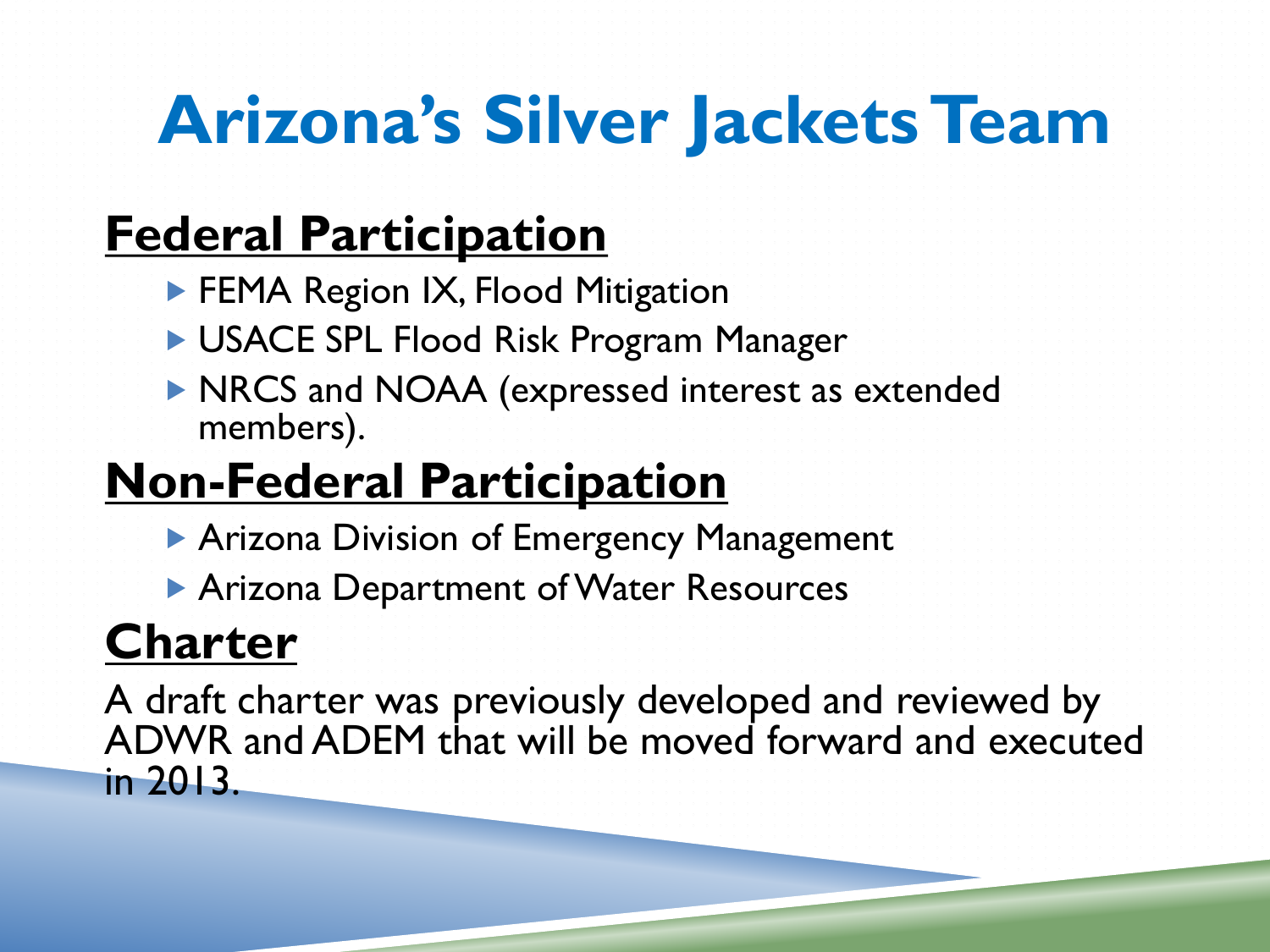# Arizona's Silver Jackets Team

## Federal Participation

- FEMA Region IX, Flood Mitigation
- USACE SPL Flood Risk Program Manager
- NRCS and NOAA (expressed interest as extended members).

## Non-Federal Participation

- Arizona Division of Emergency Management
- Arizona Department of Water Resources

## Charter

A draft charter was previously developed and reviewed by ADWR and ADEM that will be moved forward and executed in 2013.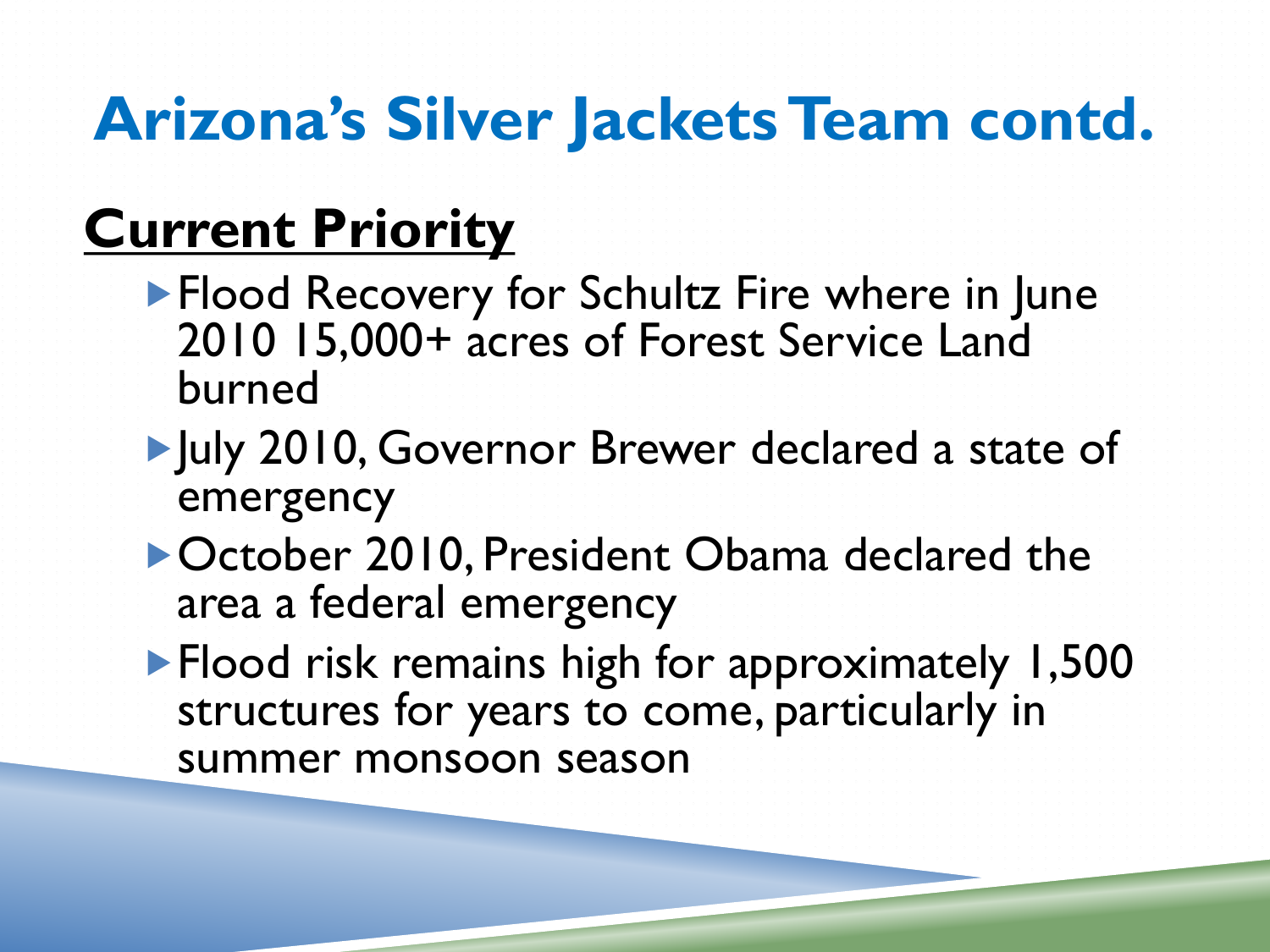# Arizona's Silver Jackets Team contd.

## Current Priority

- Flood Recovery for Schultz Fire where in June 2010 15,000+ acres of Forest Service Land burned
- July 2010, Governor Brewer declared a state of emergency
- October 2010, President Obama declared the area a federal emergency
- Flood risk remains high for approximately 1,500 structures for years to come, particularly in summer monsoon season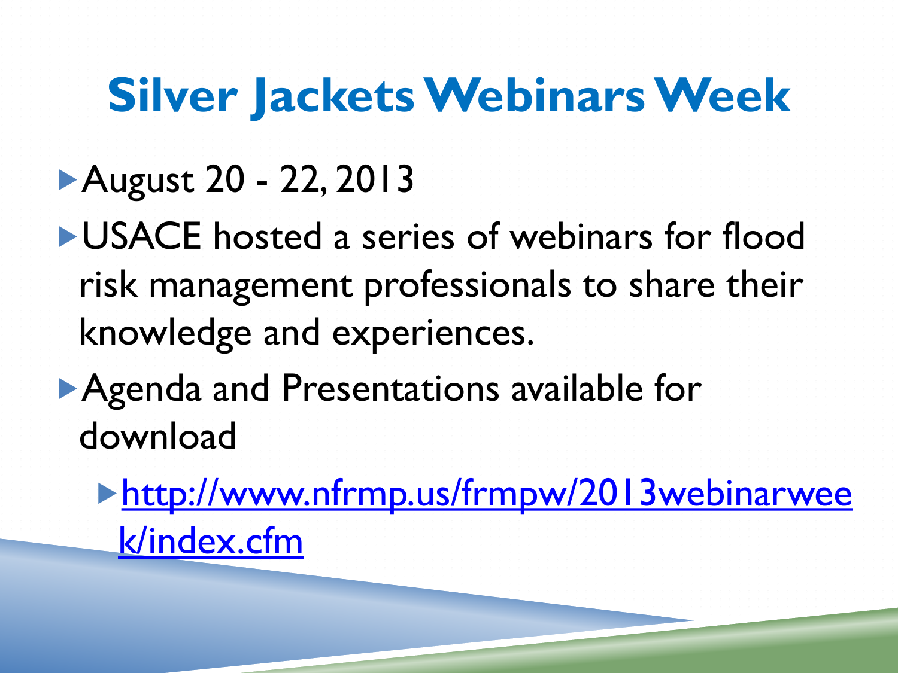# Silver Jackets Webinars Week

- August 20 - 22, 2013
- USACE hosted a series of webinars for flood risk management professionals to share their knowledge and experiences.
- Agenda and Presentations available for download
  - [http://www.nfrmp.us/frmpw/2013webinarweek/index.cfm](http://www.nfrmp.us/frmpw/2013webinarweek/index.cfm)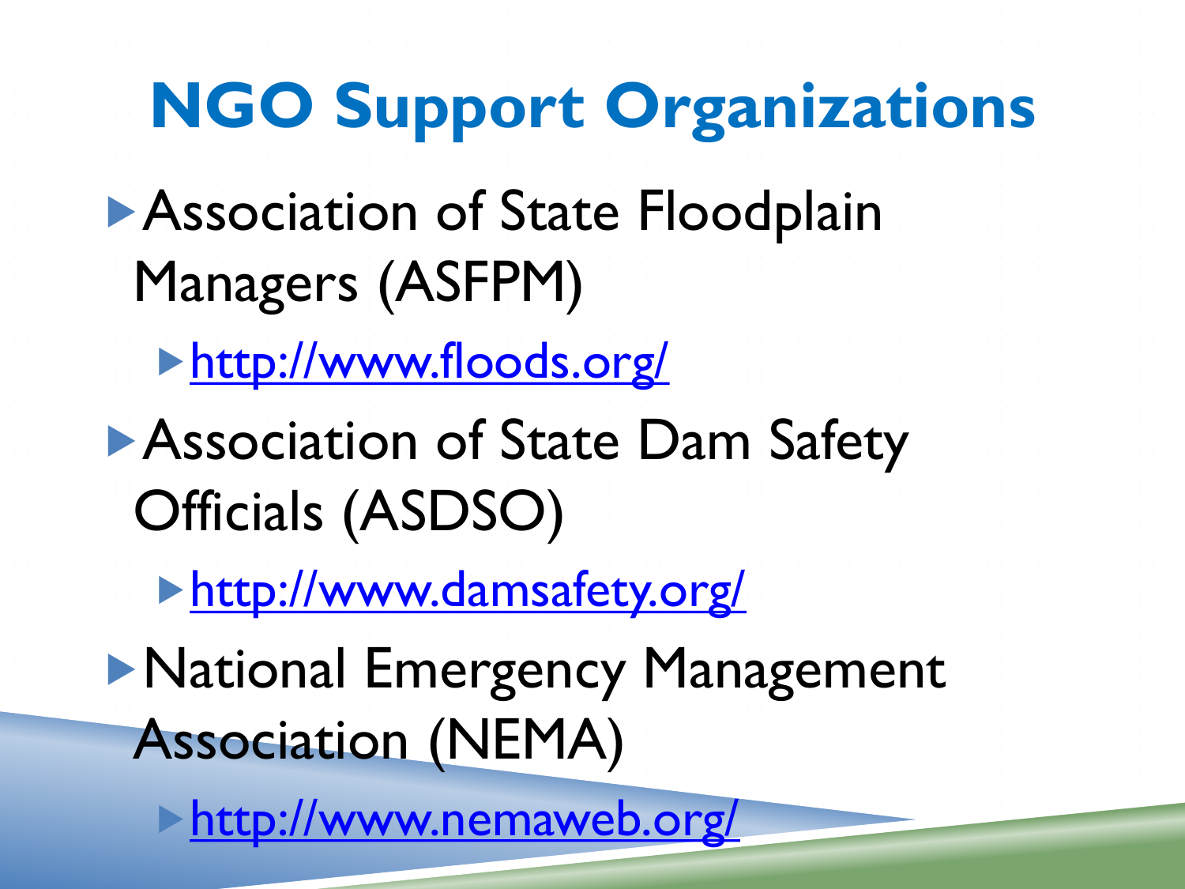# NGO Support Organizations

- Association of State Floodplain Managers (ASFPM)
  - http://www.floods.org/
- Association of State Dam Safety Officials (ASDSO)
  - http://www.damsafety.org/
- National Emergency Management Association (NEMA)
  - http://www.nemaweb.org/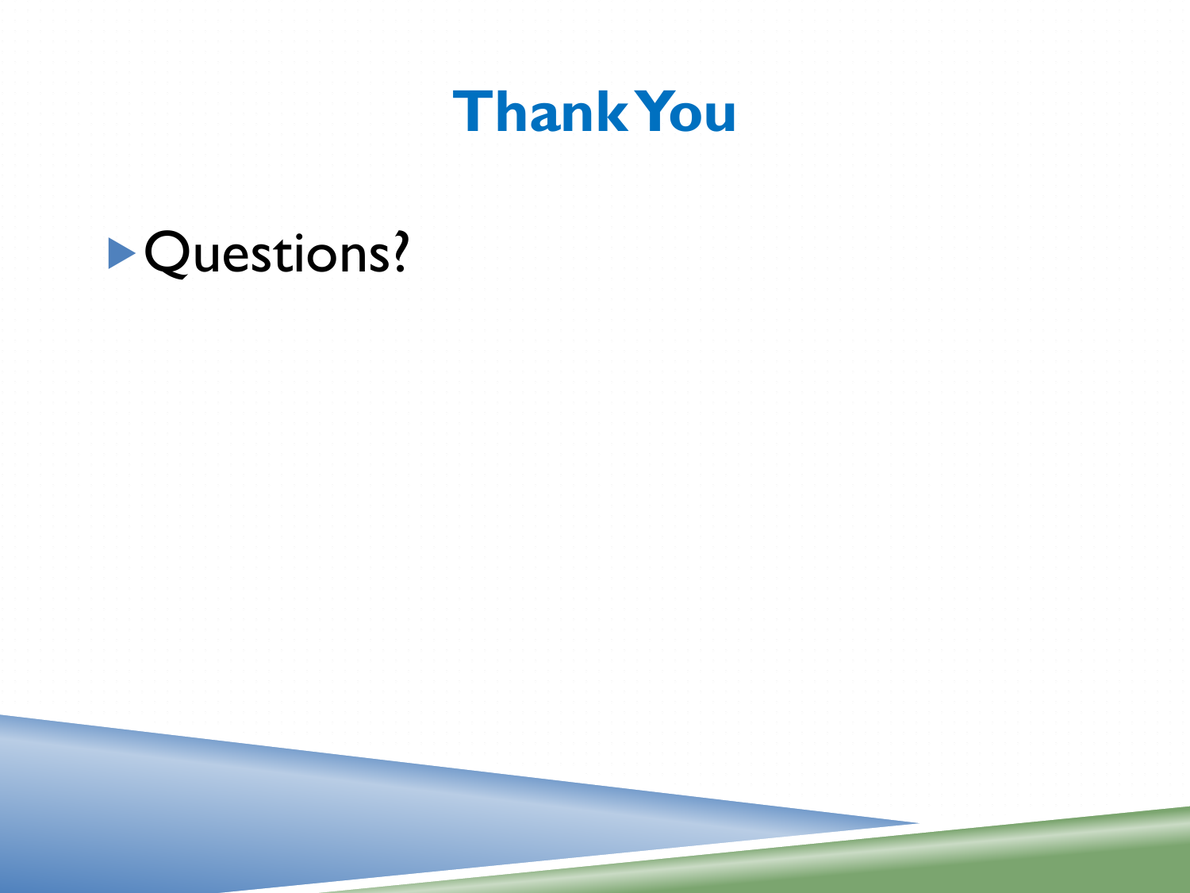# Thank You

- Questions?